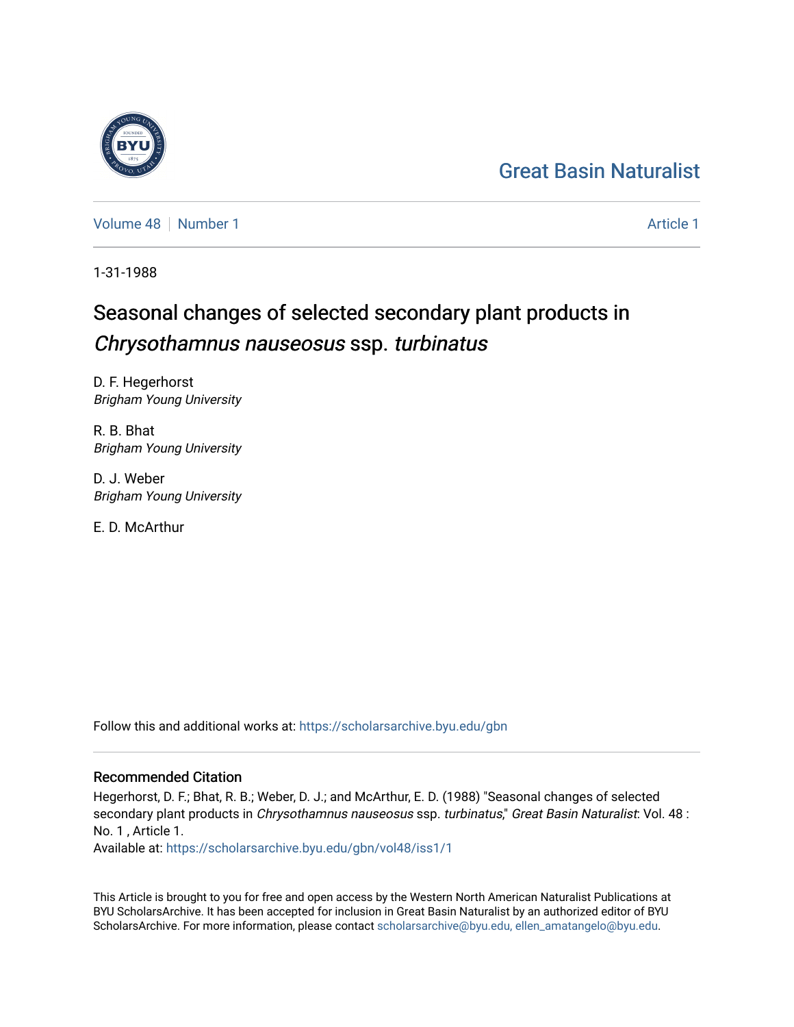Great Basin Naturalist

Volume 48 | Number 1 | Article 1

1-31-1988

# Seasonal changes of selected secondary plant products in *Chrysothamnus nauseosus* ssp. *turbinatus*

D. F. Hegerhorst
*Brigham Young University*

R. B. Bhat
*Brigham Young University*

D. J. Weber
*Brigham Young University*

E. D. McArthur

Follow this and additional works at: https://scholarsarchive.byu.edu/gbn

## Recommended Citation

Hegerhorst, D. F.; Bhat, R. B.; Weber, D. J.; and McArthur, E. D. (1988) "Seasonal changes of selected secondary plant products in *Chrysothamnus nauseosus* ssp. *turbinatus*," *Great Basin Naturalist*: Vol. 48 : No. 1 , Article 1.
Available at: https://scholarsarchive.byu.edu/gbn/vol48/iss1/1

This Article is brought to you for free and open access by the Western North American Naturalist Publications at BYU ScholarsArchive. It has been accepted for inclusion in Great Basin Naturalist by an authorized editor of BYU ScholarsArchive. For more information, please contact scholarsarchive@byu.edu, ellen_amatangelo@byu.edu.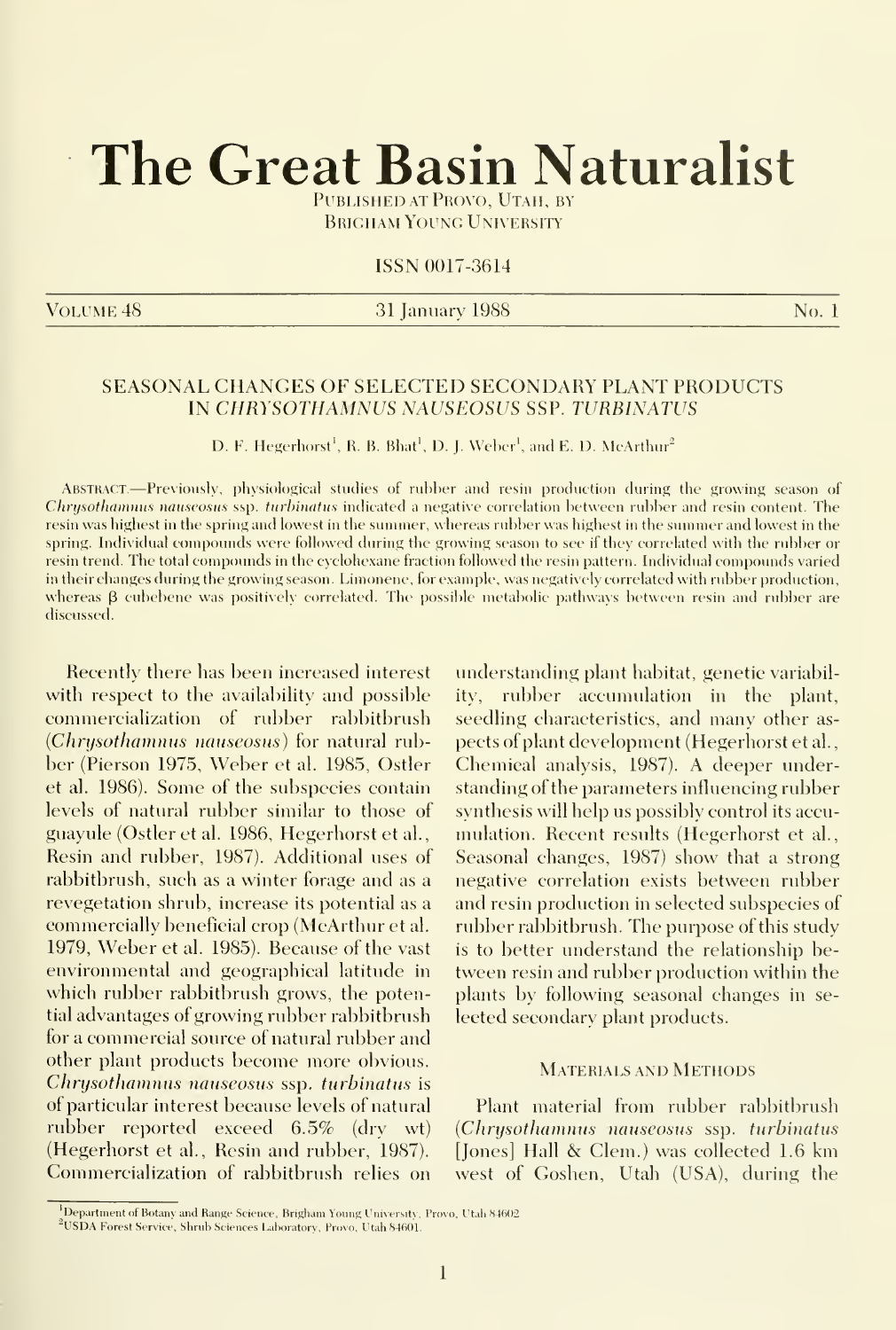# The Great Basin Naturalist

Published at Provo, Utah, by
Brigham Young University

ISSN 0017-3614

Volume 48 — 31 January 1988 — No. 1

## SEASONAL CHANGES OF SELECTED SECONDARY PLANT PRODUCTS IN *CHRYSOTHAMNUS NAUSEOSUS* SSP. *TURBINATUS*

D. F. Hegerhorst[1], R. B. Bhat[1], D. J. Weber[1], and E. D. McArthur[2]

Abstract.—Previously, physiological studies of rubber and resin production during the growing season of *Chrysothamnus nauseosus* ssp. *turbinatus* indicated a negative correlation between rubber and resin content. The resin was highest in the spring and lowest in the summer, whereas rubber was highest in the summer and lowest in the spring. Individual compounds were followed during the growing season to see if they correlated with the rubber or resin trend. The total compounds in the cyclohexane fraction followed the resin pattern. Individual compounds varied in their changes during the growing season. Limonene, for example, was negatively correlated with rubber production, whereas β cubebene was positively correlated. The possible metabolic pathways between resin and rubber are discussed.

Recently there has been increased interest with respect to the availability and possible commercialization of rubber rabbitbrush (*Chrysothamnus nauseosus*) for natural rubber (Pierson 1975, Weber et al. 1985, Ostler et al. 1986). Some of the subspecies contain levels of natural rubber similar to those of guayule (Ostler et al. 1986, Hegerhorst et al., Resin and rubber, 1987). Additional uses of rabbitbrush, such as a winter forage and as a revegetation shrub, increase its potential as a commercially beneficial crop (McArthur et al. 1979, Weber et al. 1985). Because of the vast environmental and geographical latitude in which rubber rabbitbrush grows, the potential advantages of growing rubber rabbitbrush for a commercial source of natural rubber and other plant products become more obvious. *Chrysothamnus nauseosus* ssp. *turbinatus* is of particular interest because levels of natural rubber reported exceed 6.5% (dry wt) (Hegerhorst et al., Resin and rubber, 1987). Commercialization of rabbitbrush relies on understanding plant habitat, genetic variability, rubber accumulation in the plant, seedling characteristics, and many other aspects of plant development (Hegerhorst et al., Chemical analysis, 1987). A deeper understanding of the parameters influencing rubber synthesis will help us possibly control its accumulation. Recent results (Hegerhorst et al., Seasonal changes, 1987) show that a strong negative correlation exists between rubber and resin production in selected subspecies of rubber rabbitbrush. The purpose of this study is to better understand the relationship between resin and rubber production within the plants by following seasonal changes in selected secondary plant products.

### Materials and Methods

Plant material from rubber rabbitbrush (*Chrysothamnus nauseosus* ssp. *turbinatus* [Jones] Hall & Clem.) was collected 1.6 km west of Goshen, Utah (USA), during the

[1]Department of Botany and Range Science, Brigham Young University, Provo, Utah 84602.
[2]USDA Forest Service, Shrub Sciences Laboratory, Provo, Utah 84601.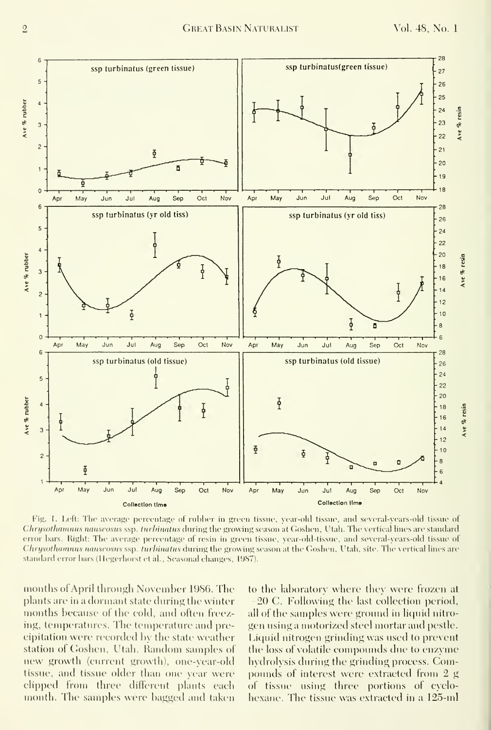Fig. 1. Left: The average percentage of rubber in green tissue, year-old tissue, and several-years-old tissue of *Chrysothamnus nauseosus* ssp. *turbinatus* during the growing season at Goshen, Utah. The vertical lines are standard error bars. Right: The average percentage of resin in green tissue, year-old-tissue, and several-years-old tissue of *Chrysothamnus nauseosus* ssp. *turbinatus* during the growing season at the Goshen, Utah, site. The vertical lines are standard error bars (Hegerhorst et al., Seasonal changes, 1987).

months of April through November 1986. The plants are in a dormant state during the winter months because of the cold, and often freezing, temperatures. The temperature and precipitation were recorded by the state weather station of Goshen, Utah. Random samples of new growth (current growth), one-year-old tissue, and tissue older than one year were clipped from three different plants each month. The samples were bagged and taken to the laboratory where they were frozen at −20 C. Following the last collection period, all of the samples were ground in liquid nitrogen using a motorized steel mortar and pestle. Liquid nitrogen grinding was used to prevent the loss of volatile compounds due to enzyme hydrolysis during the grinding process. Compounds of interest were extracted from 2 g of tissue using three portions of cyclohexane. The tissue was extracted in a 125-ml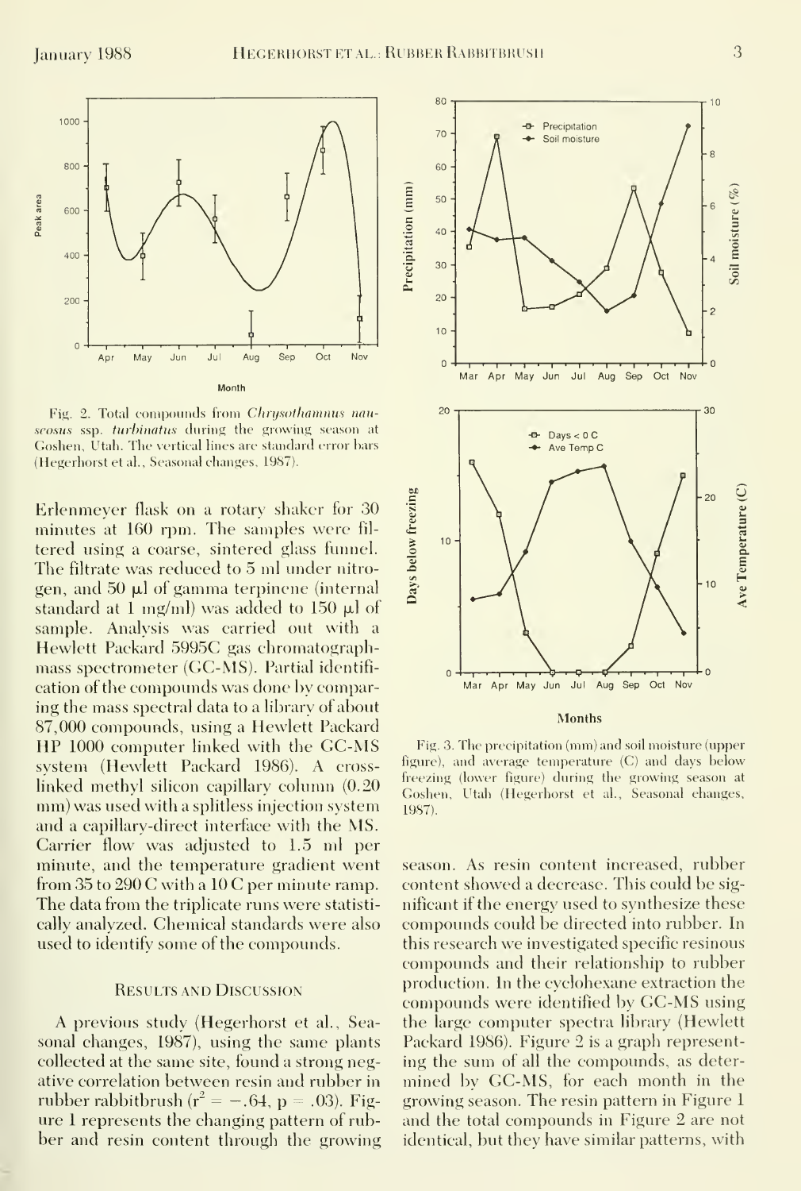Fig. 2. Total compounds from *Chrysothamnus nauseosus* ssp. *turbinatus* during the growing season at Goshen, Utah. The vertical lines are standard error bars (Hegerhorst et al., Seasonal changes, 1987).

Erlenmeyer flask on a rotary shaker for 30 minutes at 160 rpm. The samples were filtered using a coarse, sintered glass funnel. The filtrate was reduced to 5 ml under nitrogen, and 50 μl of gamma terpinene (internal standard at 1 mg/ml) was added to 150 μl of sample. Analysis was carried out with a Hewlett Packard 5995C gas chromatograph-mass spectrometer (GC-MS). Partial identification of the compounds was done by comparing the mass spectral data to a library of about 87,000 compounds, using a Hewlett Packard HP 1000 computer linked with the GC-MS system (Hewlett Packard 1986). A cross-linked methyl silicon capillary column (0.20 mm) was used with a splitless injection system and a capillary-direct interface with the MS. Carrier flow was adjusted to 1.5 ml per minute, and the temperature gradient went from 35 to 290 C with a 10 C per minute ramp. The data from the triplicate runs were statistically analyzed. Chemical standards were also used to identify some of the compounds.

## Results and Discussion

A previous study (Hegerhorst et al., Seasonal changes, 1987), using the same plants collected at the same site, found a strong negative correlation between resin and rubber in rubber rabbitbrush ($r^2 = -.64$, $p = .03$). Figure 1 represents the changing pattern of rubber and resin content through the growing season. As resin content increased, rubber content showed a decrease. This could be significant if the energy used to synthesize these compounds could be directed into rubber. In this research we investigated specific resinous compounds and their relationship to rubber production. In the cyclohexane extraction the compounds were identified by GC-MS using the large computer spectra library (Hewlett Packard 1986). Figure 2 is a graph representing the sum of all the compounds, as determined by GC-MS, for each month in the growing season. The resin pattern in Figure 1 and the total compounds in Figure 2 are not identical, but they have similar patterns, with

Fig. 3. The precipitation (mm) and soil moisture (upper figure), and average temperature (C) and days below freezing (lower figure) during the growing season at Goshen, Utah (Hegerhorst et al., Seasonal changes, 1987).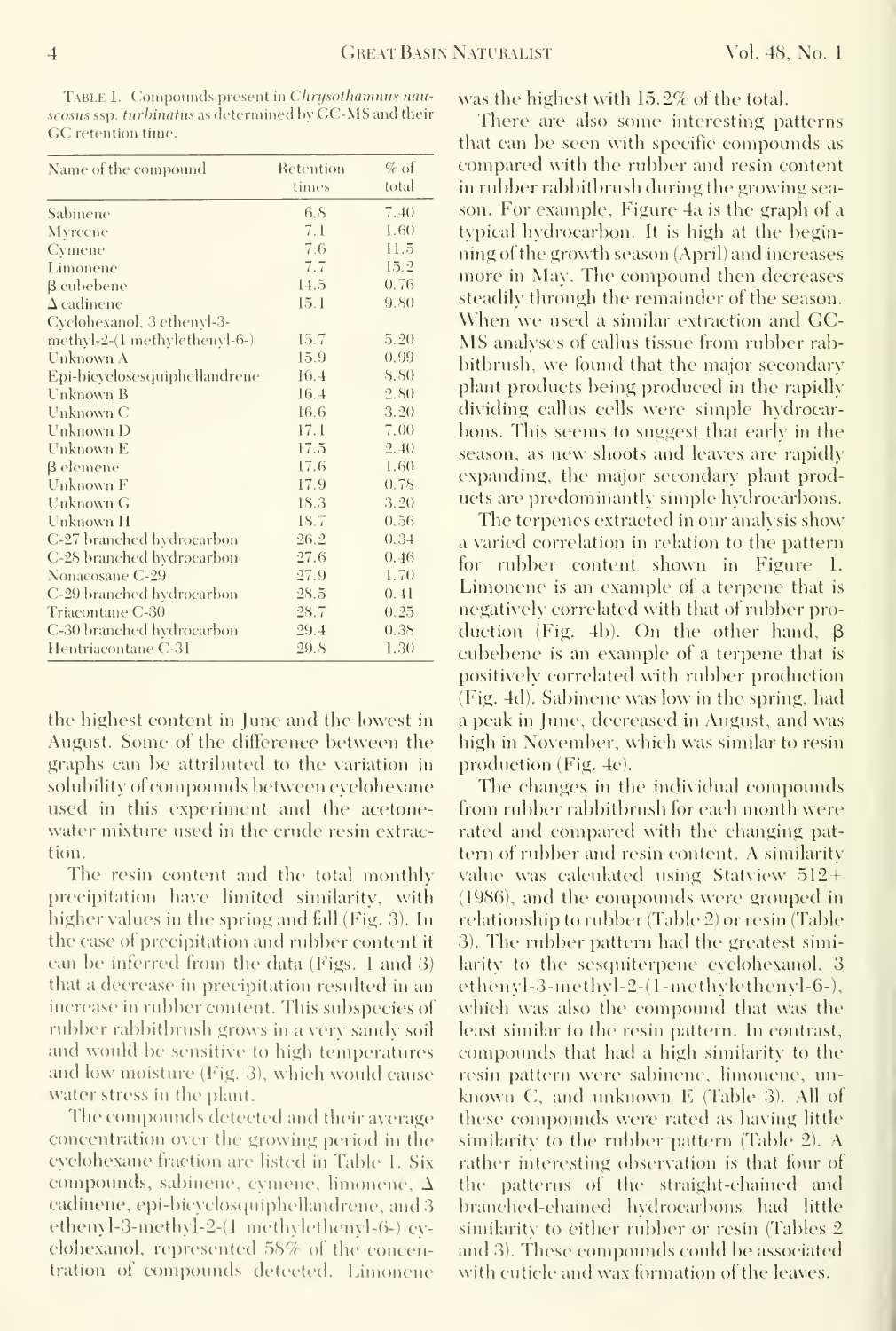Table 1. Compounds present in *Chrysothamnus nauseosus* ssp. *turbinatus* as determined by GC-MS and their GC retention time.

| Name of the compound | Retention times | % of total |
|---|---|---|
| Sabinene | 6.8 | 7.40 |
| Myrcene | 7.1 | 1.60 |
| Cymene | 7.6 | 11.5 |
| Limonene | 7.7 | 15.2 |
| β cubebene | 14.5 | 0.76 |
| Δ cadinene | 15.1 | 9.80 |
| Cyclohexanol, 3 ethenyl-3-methyl-2-(1 methylethenyl-6-) | 15.7 | 5.20 |
| Unknown A | 15.9 | 0.99 |
| Epi-bicyclosesquiphellandrene | 16.4 | 8.80 |
| Unknown B | 16.4 | 2.80 |
| Unknown C | 16.6 | 3.20 |
| Unknown D | 17.1 | 7.00 |
| Unknown E | 17.5 | 2.40 |
| β elemene | 17.6 | 1.60 |
| Unknown F | 17.9 | 0.78 |
| Unknown G | 18.3 | 3.20 |
| Unknown H | 18.7 | 0.56 |
| C-27 branched hydrocarbon | 26.2 | 0.34 |
| C-28 branched hydrocarbon | 27.6 | 0.46 |
| Nonacosane C-29 | 27.9 | 1.70 |
| C-29 branched hydrocarbon | 28.5 | 0.41 |
| Triacontane C-30 | 28.7 | 0.25 |
| C-30 branched hydrocarbon | 29.4 | 0.38 |
| Hentriacontane C-31 | 29.8 | 1.30 |

the highest content in June and the lowest in August. Some of the difference between the graphs can be attributed to the variation in solubility of compounds between cyclohexane used in this experiment and the acetone-water mixture used in the crude resin extraction.

The resin content and the total monthly precipitation have limited similarity, with higher values in the spring and fall (Fig. 3). In the case of precipitation and rubber content it can be inferred from the data (Figs. 1 and 3) that a decrease in precipitation resulted in an increase in rubber content. This subspecies of rubber rabbitbrush grows in a very sandy soil and would be sensitive to high temperatures and low moisture (Fig. 3), which would cause water stress in the plant.

The compounds detected and their average concentration over the growing period in the cyclohexane fraction are listed in Table 1. Six compounds, sabinene, cymene, limonene, Δ cadinene, epi-bicyclosquiphellandrene, and 3 ethenyl-3-methyl-2-(1 methylethenyl-6-) cyclohexanol, represented 58% of the concentration of compounds detected. Limonene was the highest with 15.2% of the total.

There are also some interesting patterns that can be seen with specific compounds as compared with the rubber and resin content in rubber rabbitbrush during the growing season. For example, Figure 4a is the graph of a typical hydrocarbon. It is high at the beginning of the growth season (April) and increases more in May. The compound then decreases steadily through the remainder of the season. When we used a similar extraction and GC-MS analyses of callus tissue from rubber rabbitbrush, we found that the major secondary plant products being produced in the rapidly dividing callus cells were simple hydrocarbons. This seems to suggest that early in the season, as new shoots and leaves are rapidly expanding, the major secondary plant products are predominantly simple hydrocarbons.

The terpenes extracted in our analysis show a varied correlation in relation to the pattern for rubber content shown in Figure 1. Limonene is an example of a terpene that is negatively correlated with that of rubber production (Fig. 4b). On the other hand, β cubebene is an example of a terpene that is positively correlated with rubber production (Fig. 4d). Sabinene was low in the spring, had a peak in June, decreased in August, and was high in November, which was similar to resin production (Fig. 4c).

The changes in the individual compounds from rubber rabbitbrush for each month were rated and compared with the changing pattern of rubber and resin content. A similarity value was calculated using Statview 512+ (1986), and the compounds were grouped in relationship to rubber (Table 2) or resin (Table 3). The rubber pattern had the greatest similarity to the sesquiterpene cyclohexanol, 3 ethenyl-3-methyl-2-(1-methylethenyl-6-), which was also the compound that was the least similar to the resin pattern. In contrast, compounds that had a high similarity to the resin pattern were sabinene, limonene, unknown C, and unknown E (Table 3). All of these compounds were rated as having little similarity to the rubber pattern (Table 2). A rather interesting observation is that four of the patterns of the straight-chained and branched-chained hydrocarbons had little similarity to either rubber or resin (Tables 2 and 3). These compounds could be associated with cuticle and wax formation of the leaves.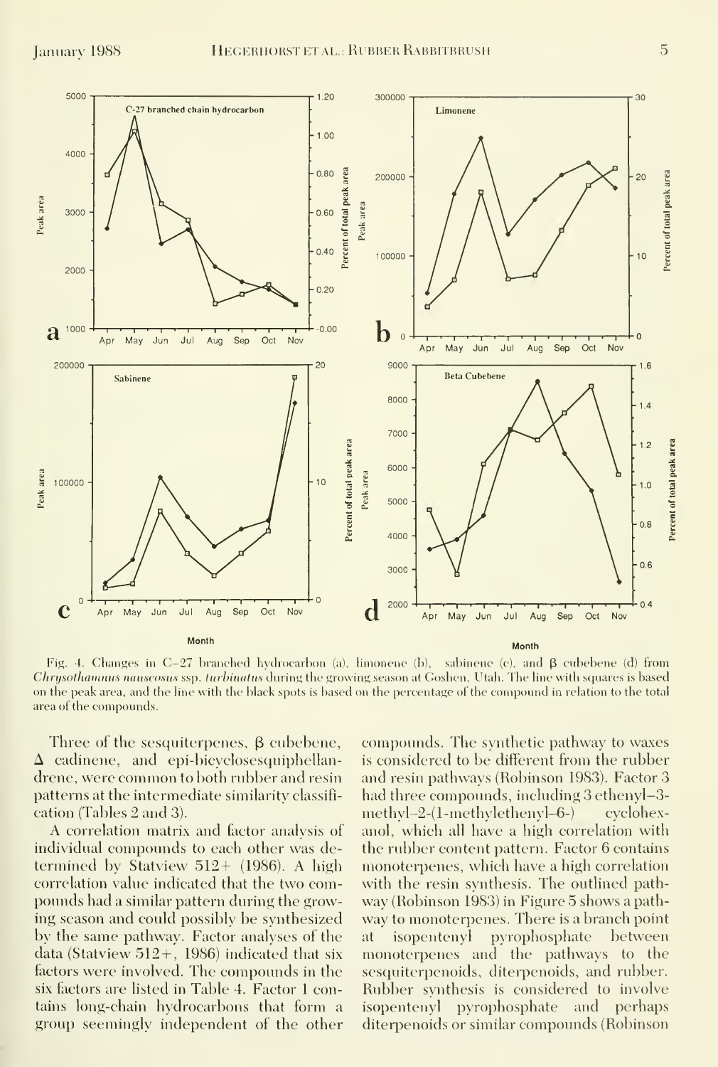Fig. 4. Changes in C–27 branched hydrocarbon (a), limonene (b), sabinene (c), and β cubebene (d) from *Chrysothamnus nauseosus* ssp. *turbinatus* during the growing season at Goshen, Utah. The line with squares is based on the peak area, and the line with the black spots is based on the percentage of the compound in relation to the total area of the compounds.

Three of the sesquiterpenes, β cubebene, Δ cadinene, and epi-bicyclosesquiphellandrene, were common to both rubber and resin patterns at the intermediate similarity classification (Tables 2 and 3).

A correlation matrix and factor analysis of individual compounds to each other was determined by Statview 512+ (1986). A high correlation value indicated that the two compounds had a similar pattern during the growing season and could possibly be synthesized by the same pathway. Factor analyses of the data (Statview 512+, 1986) indicated that six factors were involved. The compounds in the six factors are listed in Table 4. Factor 1 contains long-chain hydrocarbons that form a group seemingly independent of the other compounds. The synthetic pathway to waxes is considered to be different from the rubber and resin pathways (Robinson 1983). Factor 3 had three compounds, including 3 ethenyl–3-methyl–2-(1-methylethenyl–6-) cyclohexanol, which all have a high correlation with the rubber content pattern. Factor 6 contains monoterpenes, which have a high correlation with the resin synthesis. The outlined pathway (Robinson 1983) in Figure 5 shows a pathway to monoterpenes. There is a branch point at isopentenyl pyrophosphate between monoterpenes and the pathways to the sesquiterpenoids, diterpenoids, and rubber. Rubber synthesis is considered to involve isopentenyl pyrophosphate and perhaps diterpenoids or similar compounds (Robinson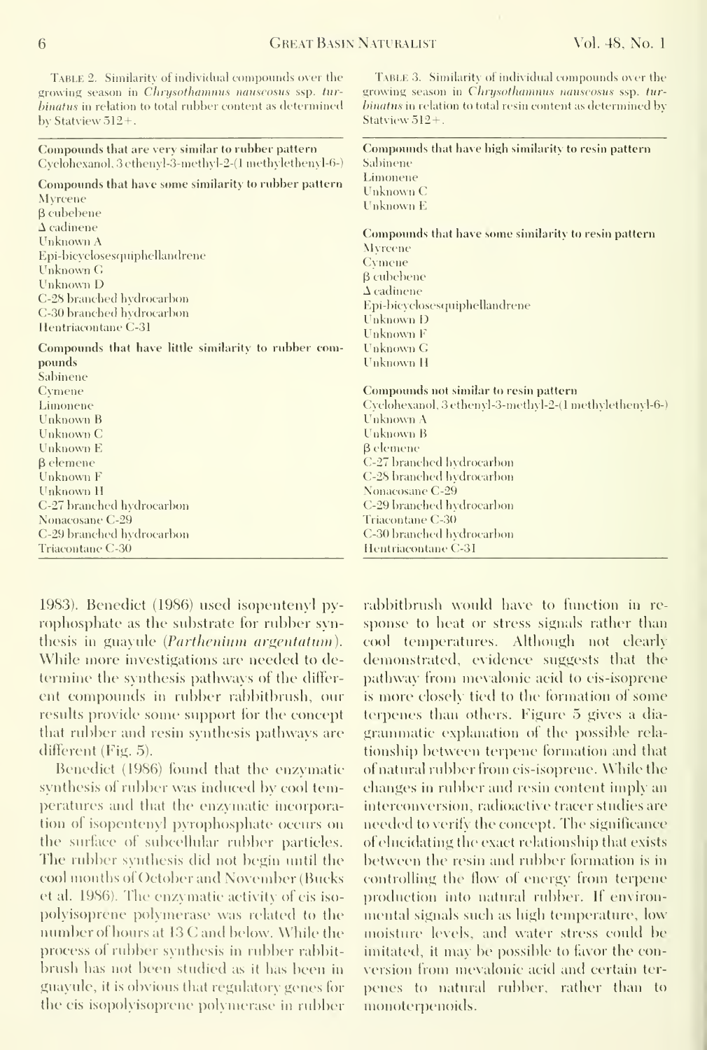Table 2. Similarity of individual compounds over the growing season in *Chrysothamnus nauseosus* ssp. *turbinatus* in relation to total rubber content as determined by Statview 512+.

| |
|---|
| **Compounds that are very similar to rubber pattern** |
| Cyclohexanol, 3 ethenyl-3-methyl-2-(1 methylethenyl-6-) |
| **Compounds that have some similarity to rubber pattern** |
| Myrcene |
| β cubebene |
| Δ cadinene |
| Unknown A |
| Epi-bicyclosesquiphellandrene |
| Unknown G |
| Unknown D |
| C-28 branched hydrocarbon |
| C-30 branched hydrocarbon |
| Hentriacontane C-31 |
| **Compounds that have little similarity to rubber compounds** |
| Sabinene |
| Cymene |
| Limonene |
| Unknown B |
| Unknown C |
| Unknown E |
| β elemene |
| Unknown F |
| Unknown H |
| C-27 branched hydrocarbon |
| Nonacosane C-29 |
| C-29 branched hydrocarbon |
| Triacontane C-30 |

Table 3. Similarity of individual compounds over the growing season in *Chrysothamnus nauseosus* ssp. *turbinatus* in relation to total resin content as determined by Statview 512+.

| |
|---|
| **Compounds that have high similarity to resin pattern** |
| Sabinene |
| Limonene |
| Unknown C |
| Unknown E |
| **Compounds that have some similarity to resin pattern** |
| Myrcene |
| Cymene |
| β cubebene |
| Δ cadinene |
| Epi-bicyclosesquiphellandrene |
| Unknown D |
| Unknown F |
| Unknown G |
| Unknown H |
| **Compounds not similar to resin pattern** |
| Cyclohexanol, 3 ethenyl-3-methyl-2-(1 methylethenyl-6-) |
| Unknown A |
| Unknown B |
| β elemene |
| C-27 branched hydrocarbon |
| C-28 branched hydrocarbon |
| Nonacosane C-29 |
| C-29 branched hydrocarbon |
| Triacontane C-30 |
| C-30 branched hydrocarbon |
| Hentriacontane C-31 |

1983). Benedict (1986) used isopentenyl pyrophosphate as the substrate for rubber synthesis in guayule (*Parthenium argentatum*). While more investigations are needed to determine the synthesis pathways of the different compounds in rubber rabbitbrush, our results provide some support for the concept that rubber and resin synthesis pathways are different (Fig. 5).

Benedict (1986) found that the enzymatic synthesis of rubber was induced by cool temperatures and that the enzymatic incorporation of isopentenyl pyrophosphate occurs on the surface of subcellular rubber particles. The rubber synthesis did not begin until the cool months of October and November (Bucks et al. 1986). The enzymatic activity of cis isopolyisoprene polymerase was related to the number of hours at 13 C and below. While the process of rubber synthesis in rubber rabbitbrush has not been studied as it has been in guayule, it is obvious that regulatory genes for the cis isopolyisoprene polymerase in rubber rabbitbrush would have to function in response to heat or stress signals rather than cool temperatures. Although not clearly demonstrated, evidence suggests that the pathway from mevalonic acid to cis-isoprene is more closely tied to the formation of some terpenes than others. Figure 5 gives a diagrammatic explanation of the possible relationship between terpene formation and that of natural rubber from cis-isoprene. While the changes in rubber and resin content imply an interconversion, radioactive tracer studies are needed to verify the concept. The significance of elucidating the exact relationship that exists between the resin and rubber formation is in controlling the flow of energy from terpene production into natural rubber. If environmental signals such as high temperature, low moisture levels, and water stress could be imitated, it may be possible to favor the conversion from mevalonic acid and certain terpenes to natural rubber, rather than to monoterpenoids.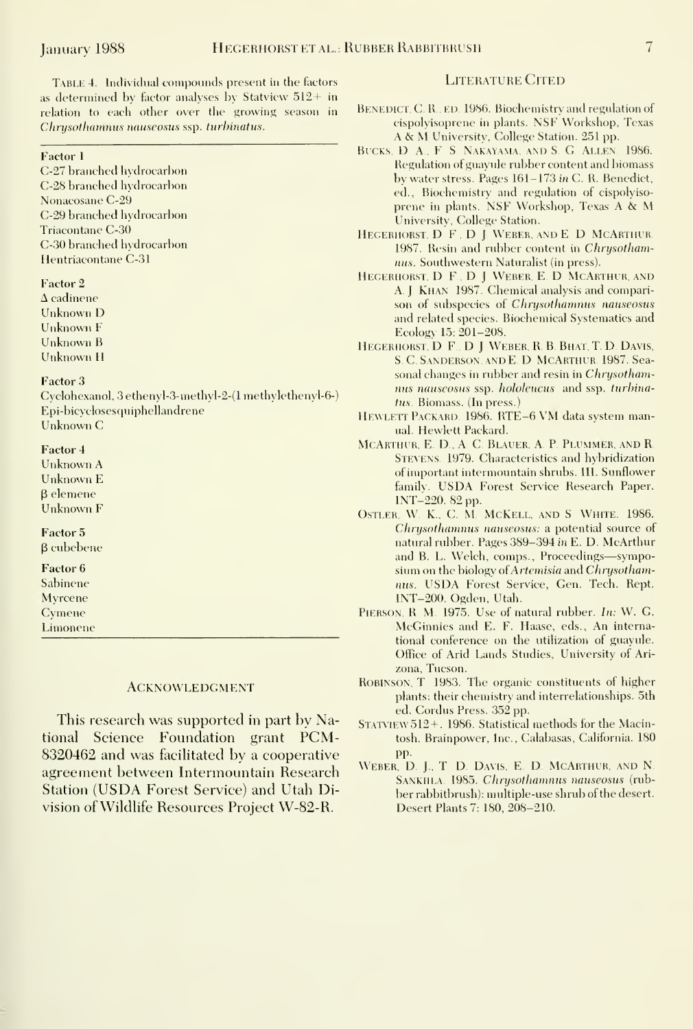TABLE 4. Individual compounds present in the factors as determined by factor analyses by Statview 512+ in relation to each other over the growing season in *Chrysothamnus nauseosus* ssp. *turbinatus*.

**Factor 1**
C-27 branched hydrocarbon
C-28 branched hydrocarbon
Nonacosane C-29
C-29 branched hydrocarbon
Triacontane C-30
C-30 branched hydrocarbon
Hentriacontane C-31

**Factor 2**
Δ cadinene
Unknown D
Unknown F
Unknown B
Unknown H

**Factor 3**
Cyclohexanol, 3 ethenyl-3-methyl-2-(1 methylethenyl-6-)
Epi-bicyclosesquiphellandrene
Unknown C

**Factor 4**
Unknown A
Unknown E
β elemene
Unknown F

**Factor 5**
β cubebene

**Factor 6**
Sabinene
Myrcene
Cymene
Limonene

## ACKNOWLEDGMENT

This research was supported in part by National Science Foundation grant PCM-8320462 and was facilitated by a cooperative agreement between Intermountain Research Station (USDA Forest Service) and Utah Division of Wildlife Resources Project W-82-R.

## LITERATURE CITED

BENEDICT, C. R., ED. 1986. Biochemistry and regulation of cispolyisoprene in plants. NSF Workshop, Texas A & M University, College Station. 251 pp.

BUCKS, D. A., F. S. NAKAYAMA, AND S. G. ALLEN. 1986. Regulation of guayule rubber content and biomass by water stress. Pages 161–173 *in* C. R. Benedict, ed., Biochemistry and regulation of cispolyisoprene in plants. NSF Workshop, Texas A & M University, College Station.

HEGERHORST, D. F., D. J. WEBER, AND E. D. MCARTHUR. 1987. Resin and rubber content in *Chrysothamnus*. Southwestern Naturalist (in press).

HEGERHORST, D. F., D. J. WEBER, E. D. MCARTHUR, AND A. J. KHAN. 1987. Chemical analysis and comparison of subspecies of *Chrysothamnus nauseosus* and related species. Biochemical Systematics and Ecology 15: 201–208.

HEGERHORST, D. F., D. J. WEBER, R. B. BHAT, T. D. DAVIS, S. C. SANDERSON, AND E. D. MCARTHUR. 1987. Seasonal changes in rubber and resin in *Chrysothamnus nauseosus* ssp. *hololeucus* and ssp. *turbinatus*. Biomass. (In press.)

HEWLETT PACKARD. 1986. RTE–6 VM data system manual. Hewlett Packard.

MCARTHUR, E. D., A. C. BLAUER, A. P. PLUMMER, AND R. STEVENS. 1979. Characteristics and hybridization of important intermountain shrubs. III. Sunflower family. USDA Forest Service Research Paper. INT–220. 82 pp.

OSTLER, W. K., C. M. MCKELL, AND S. WHITE. 1986. *Chrysothamnus nauseosus*: a potential source of natural rubber. Pages 389–394 *in* E. D. McArthur and B. L. Welch, comps., Proceedings—symposium on the biology of *Artemisia* and *Chrysothamnus*. USDA Forest Service, Gen. Tech. Rept. INT–200. Ogden, Utah.

PIERSON, R. M. 1975. Use of natural rubber. *In*: W. G. McGinnies and E. F. Haase, eds., An international conference on the utilization of guayule. Office of Arid Lands Studies, University of Arizona, Tucson.

ROBINSON, T. 1983. The organic constituents of higher plants: their chemistry and interrelationships. 5th ed. Cordus Press. 352 pp.

STATVIEW 512+. 1986. Statistical methods for the Macintosh. Brainpower, Inc., Calabasas, California. 180 pp.

WEBER, D. J., T. D. DAVIS, E. D. MCARTHUR, AND N. SANKHLA. 1985. *Chrysothamnus nauseosus* (rubber rabbitbrush): multiple-use shrub of the desert. Desert Plants 7: 180, 208–210.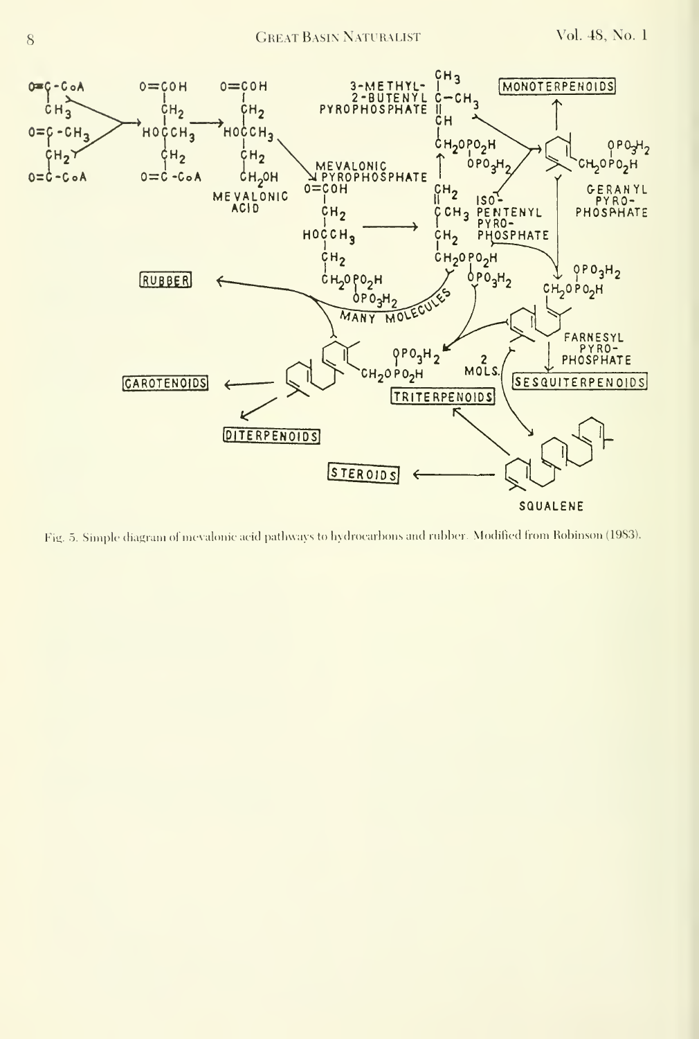3-METHYL-2-BUTENYL PYROPHOSPHATE

MONOTERPENOIDS

MEVALONIC ACID

MEVALONIC PYROPHOSPHATE

ISOPENTENYL PYROPHOSPHATE

GERANYL PYROPHOSPHATE

RUBBER

MANY MOLECULES

FARNESYL PYROPHOSPHATE

2 MOLS.

CAROTENOIDS

TRITERPENOIDS

SESQUITERPENOIDS

DITERPENOIDS

STEROIDS

SQUALENE

Fig. 5. Simple diagram of mevalonic acid pathways to hydrocarbons and rubber. Modified from Robinson (1983).